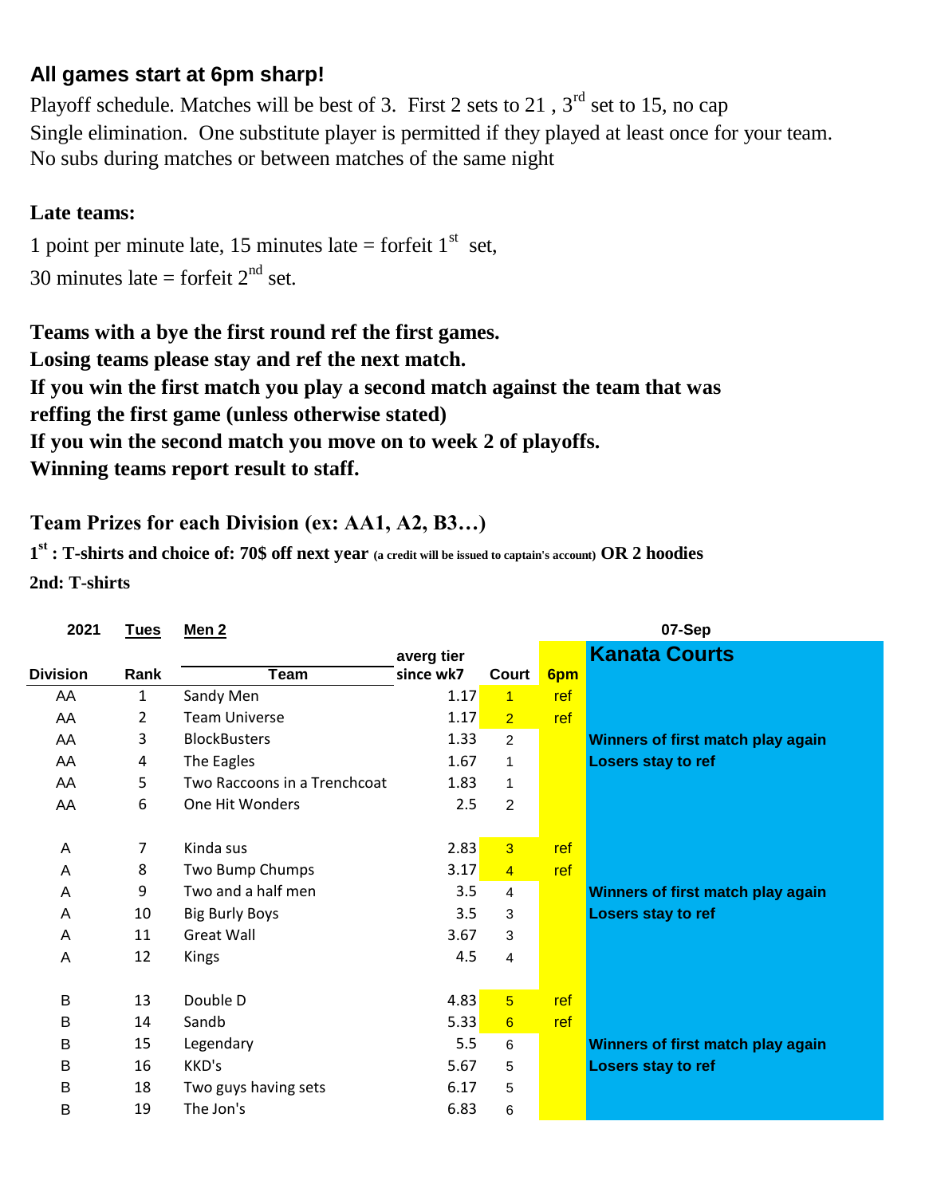## All games start at 6pm sharp!

Playoff schedule. Matches will be best of 3. First 2 sets to 21 , 3rd set to 15, no cap
Single elimination. One substitute player is permitted if they played at least once for your team.
No subs during matches or between matches of the same night

**Late teams:**

1 point per minute late, 15 minutes late = forfeit 1st set,
30 minutes late = forfeit 2nd set.

**Teams with a bye the first round ref the first games.**
**Losing teams please stay and ref the next match.**
**If you win the first match you play a second match against the team that was reffing the first game (unless otherwise stated)**
**If you win the second match you move on to week 2 of playoffs.**
**Winning teams report result to staff.**

**Team Prizes for each Division (ex: AA1, A2, B3…)**

**1st : T-shirts and choice of: 70$ off next year (a credit will be issued to captain's account) OR 2 hoodies**
**2nd: T-shirts**

| 2021 | Tues | Men 2 | | | | 07-Sep |
|---|---|---|---|---|---|---|
| | | | averg tier | | | **Kanata Courts** |
| Division | Rank | Team | since wk7 | Court | 6pm | |
| AA | 1 | Sandy Men | 1.17 | 1 | ref | |
| AA | 2 | Team Universe | 1.17 | 2 | ref | |
| AA | 3 | BlockBusters | 1.33 | 2 | | Winners of first match play again |
| AA | 4 | The Eagles | 1.67 | 1 | | Losers stay to ref |
| AA | 5 | Two Raccoons in a Trenchcoat | 1.83 | 1 | | |
| AA | 6 | One Hit Wonders | 2.5 | 2 | | |
| | | | | | | |
| A | 7 | Kinda sus | 2.83 | 3 | ref | |
| A | 8 | Two Bump Chumps | 3.17 | 4 | ref | |
| A | 9 | Two and a half men | 3.5 | 4 | | Winners of first match play again |
| A | 10 | Big Burly Boys | 3.5 | 3 | | Losers stay to ref |
| A | 11 | Great Wall | 3.67 | 3 | | |
| A | 12 | Kings | 4.5 | 4 | | |
| | | | | | | |
| B | 13 | Double D | 4.83 | 5 | ref | |
| B | 14 | Sandb | 5.33 | 6 | ref | |
| B | 15 | Legendary | 5.5 | 6 | | Winners of first match play again |
| B | 16 | KKD's | 5.67 | 5 | | Losers stay to ref |
| B | 18 | Two guys having sets | 6.17 | 5 | | |
| B | 19 | The Jon's | 6.83 | 6 | | |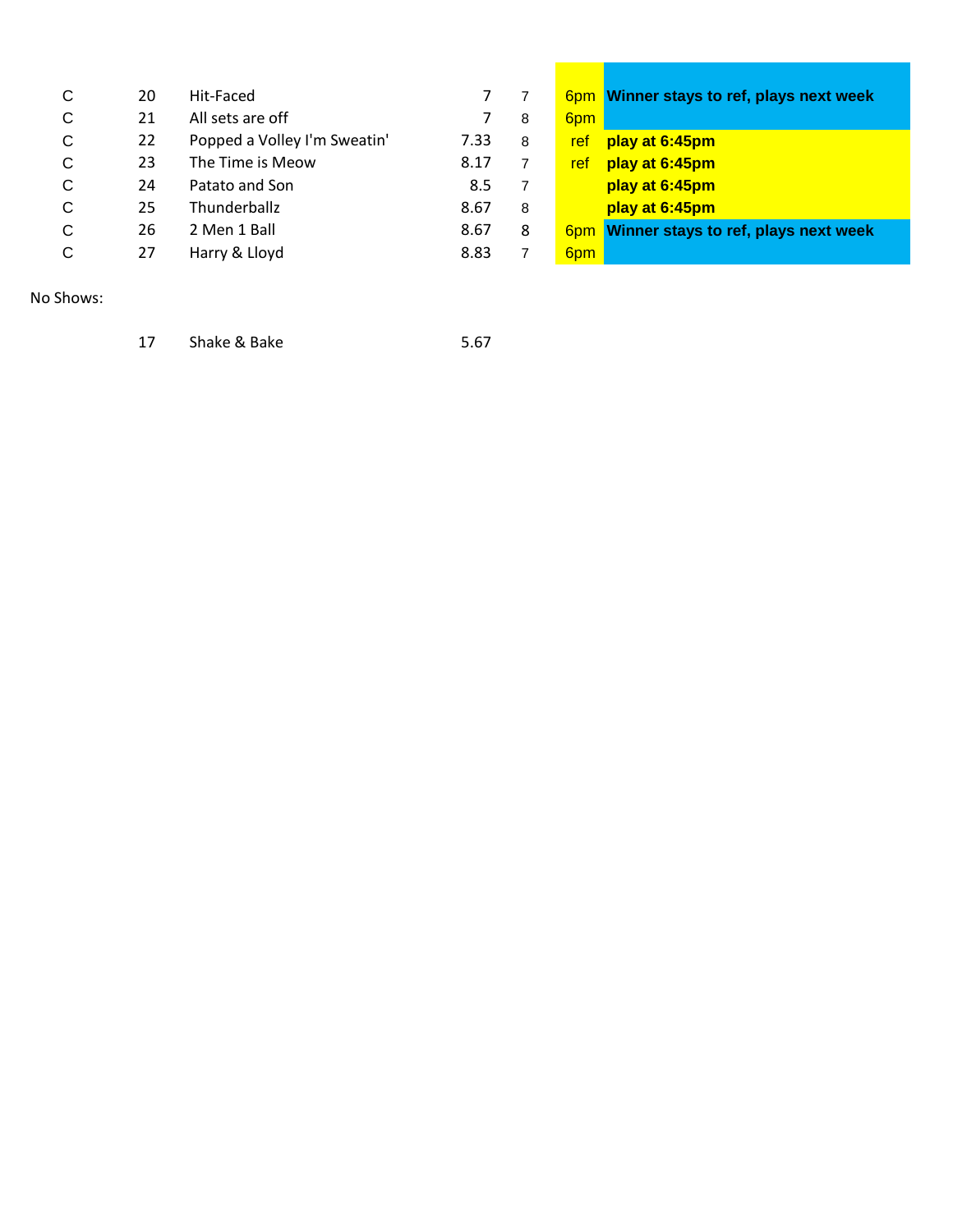| | | | | | | |
|---|---|---|---|---|---|---|
| C | 20 | Hit-Faced | 7 | 7 | 6pm | **Winner stays to ref, plays next week** |
| C | 21 | All sets are off | 7 | 8 | 6pm | |
| C | 22 | Popped a Volley I'm Sweatin' | 7.33 | 8 | ref | **play at 6:45pm** |
| C | 23 | The Time is Meow | 8.17 | 7 | ref | **play at 6:45pm** |
| C | 24 | Patato and Son | 8.5 | 7 | | **play at 6:45pm** |
| C | 25 | Thunderballz | 8.67 | 8 | | **play at 6:45pm** |
| C | 26 | 2 Men 1 Ball | 8.67 | 8 | 6pm | **Winner stays to ref, plays next week** |
| C | 27 | Harry & Lloyd | 8.83 | 7 | 6pm | |

No Shows:

| | | |
|---|---|---|
| 17 | Shake & Bake | 5.67 |